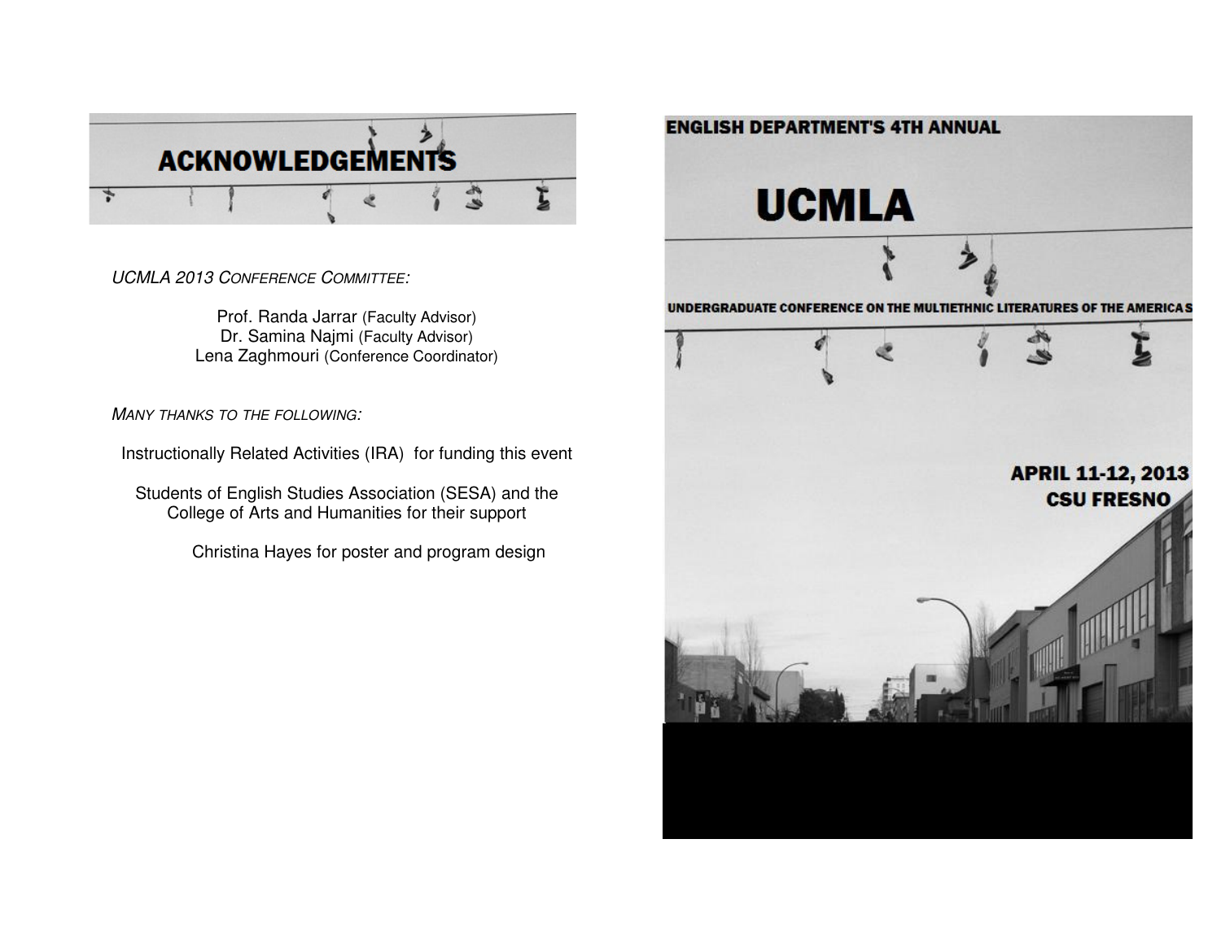# ACKNOWLEDGEMENTS

*UCMLA 2013 Conference Committee:*

Prof. Randa Jarrar (Faculty Advisor)
Dr. Samina Najmi (Faculty Advisor)
Lena Zaghmouri (Conference Coordinator)

*Many thanks to the following:*

Instructionally Related Activities (IRA) for funding this event

Students of English Studies Association (SESA) and the College of Arts and Humanities for their support

Christina Hayes for poster and program design

**ENGLISH DEPARTMENT'S 4TH ANNUAL**

# UCMLA

**UNDERGRADUATE CONFERENCE ON THE MULTIETHNIC LITERATURES OF THE AMERICAS**

**APRIL 11-12, 2013**
**CSU FRESNO**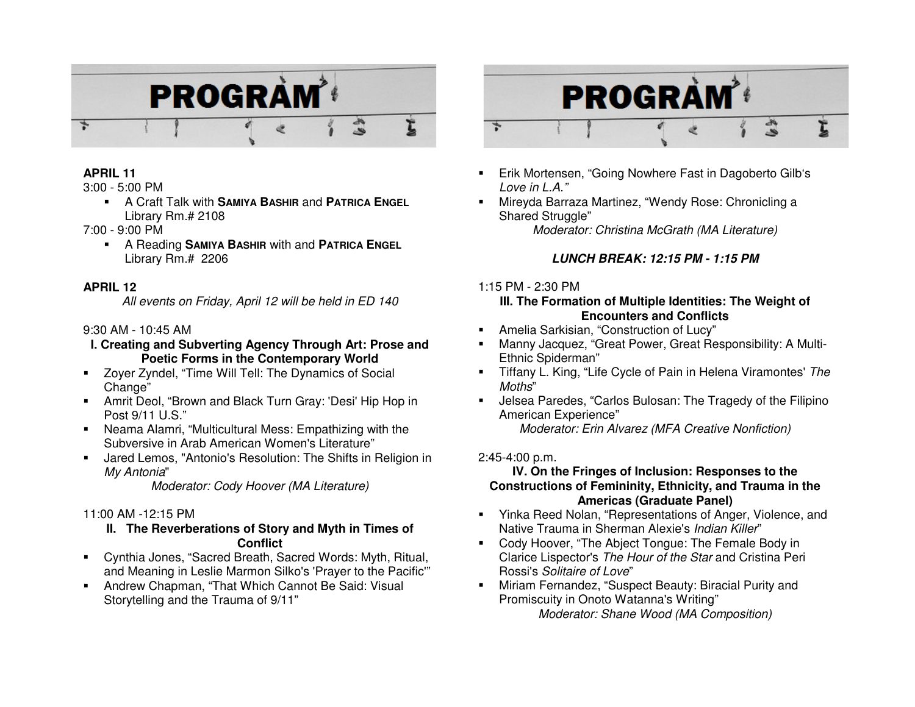# PROGRAM

**APRIL 11**

3:00 - 5:00 PM

- A Craft Talk with **SAMIYA BASHIR** and **PATRICA ENGEL** Library Rm.# 2108

7:00 - 9:00 PM

- A Reading **SAMIYA BASHIR** with and **PATRICA ENGEL** Library Rm.# 2206

**APRIL 12**

*All events on Friday, April 12 will be held in ED 140*

9:30 AM - 10:45 AM

**I. Creating and Subverting Agency Through Art: Prose and Poetic Forms in the Contemporary World**

- Zoyer Zyndel, “Time Will Tell: The Dynamics of Social Change”
- Amrit Deol, “Brown and Black Turn Gray: 'Desi' Hip Hop in Post 9/11 U.S.”
- Neama Alamri, “Multicultural Mess: Empathizing with the Subversive in Arab American Women's Literature”
- Jared Lemos, "Antonio's Resolution: The Shifts in Religion in *My Antonia*"

*Moderator: Cody Hoover (MA Literature)*

11:00 AM -12:15 PM

**II. The Reverberations of Story and Myth in Times of Conflict**

- Cynthia Jones, “Sacred Breath, Sacred Words: Myth, Ritual, and Meaning in Leslie Marmon Silko's 'Prayer to the Pacific'”
- Andrew Chapman, “That Which Cannot Be Said: Visual Storytelling and the Trauma of 9/11”
- Erik Mortensen, “Going Nowhere Fast in Dagoberto Gilb's *Love in L.A.”*
- Mireyda Barraza Martinez, “Wendy Rose: Chronicling a Shared Struggle”

*Moderator: Christina McGrath (MA Literature)*

***LUNCH BREAK: 12:15 PM - 1:15 PM***

1:15 PM - 2:30 PM

**III. The Formation of Multiple Identities: The Weight of Encounters and Conflicts**

- Amelia Sarkisian, “Construction of Lucy”
- Manny Jacquez, “Great Power, Great Responsibility: A Multi-Ethnic Spiderman”
- Tiffany L. King, “Life Cycle of Pain in Helena Viramontes' *The Moths*”
- Jelsea Paredes, “Carlos Bulosan: The Tragedy of the Filipino American Experience”

*Moderator: Erin Alvarez (MFA Creative Nonfiction)*

2:45-4:00 p.m.

**IV. On the Fringes of Inclusion: Responses to the Constructions of Femininity, Ethnicity, and Trauma in the Americas (Graduate Panel)**

- Yinka Reed Nolan, “Representations of Anger, Violence, and Native Trauma in Sherman Alexie's *Indian Killer*”
- Cody Hoover, “The Abject Tongue: The Female Body in Clarice Lispector's *The Hour of the Star* and Cristina Peri Rossi's *Solitaire of Love*”
- Miriam Fernandez, “Suspect Beauty: Biracial Purity and Promiscuity in Onoto Watanna's Writing”

*Moderator: Shane Wood (MA Composition)*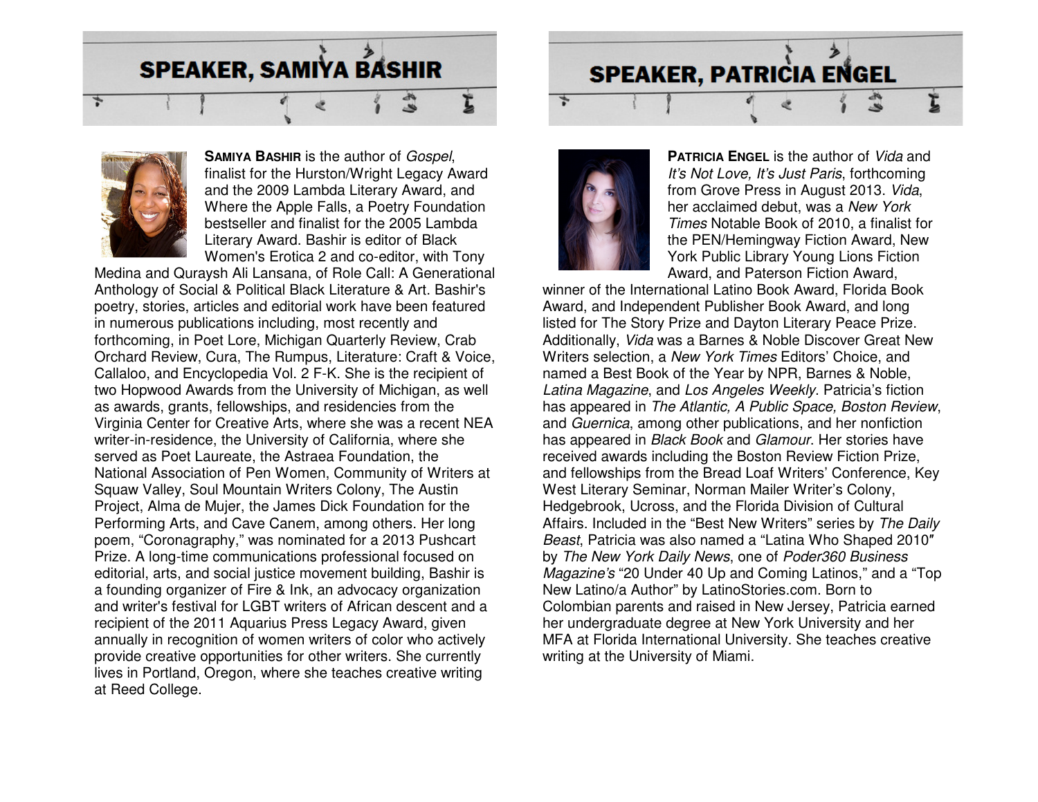# SPEAKER, SAMIYA BASHIR

**Samiya Bashir** is the author of *Gospel*, finalist for the Hurston/Wright Legacy Award and the 2009 Lambda Literary Award, and Where the Apple Falls, a Poetry Foundation bestseller and finalist for the 2005 Lambda Literary Award. Bashir is editor of Black Women's Erotica 2 and co-editor, with Tony Medina and Quraysh Ali Lansana, of Role Call: A Generational Anthology of Social & Political Black Literature & Art. Bashir's poetry, stories, articles and editorial work have been featured in numerous publications including, most recently and forthcoming, in Poet Lore, Michigan Quarterly Review, Crab Orchard Review, Cura, The Rumpus, Literature: Craft & Voice, Callaloo, and Encyclopedia Vol. 2 F-K. She is the recipient of two Hopwood Awards from the University of Michigan, as well as awards, grants, fellowships, and residencies from the Virginia Center for Creative Arts, where she was a recent NEA writer-in-residence, the University of California, where she served as Poet Laureate, the Astraea Foundation, the National Association of Pen Women, Community of Writers at Squaw Valley, Soul Mountain Writers Colony, The Austin Project, Alma de Mujer, the James Dick Foundation for the Performing Arts, and Cave Canem, among others. Her long poem, "Coronagraphy," was nominated for a 2013 Pushcart Prize. A long-time communications professional focused on editorial, arts, and social justice movement building, Bashir is a founding organizer of Fire & Ink, an advocacy organization and writer's festival for LGBT writers of African descent and a recipient of the 2011 Aquarius Press Legacy Award, given annually in recognition of women writers of color who actively provide creative opportunities for other writers. She currently lives in Portland, Oregon, where she teaches creative writing at Reed College.

# SPEAKER, PATRICIA ENGEL

**Patricia Engel** is the author of *Vida* and *It's Not Love, It's Just Paris*, forthcoming from Grove Press in August 2013. *Vida*, her acclaimed debut, was a *New York Times* Notable Book of 2010, a finalist for the PEN/Hemingway Fiction Award, New York Public Library Young Lions Fiction Award, and Paterson Fiction Award, winner of the International Latino Book Award, Florida Book Award, and Independent Publisher Book Award, and long listed for The Story Prize and Dayton Literary Peace Prize. Additionally, *Vida* was a Barnes & Noble Discover Great New Writers selection, a *New York Times* Editors' Choice, and named a Best Book of the Year by NPR, Barnes & Noble, *Latina Magazine*, and *Los Angeles Weekly*. Patricia's fiction has appeared in *The Atlantic, A Public Space, Boston Review*, and *Guernica*, among other publications, and her nonfiction has appeared in *Black Book* and *Glamour*. Her stories have received awards including the Boston Review Fiction Prize, and fellowships from the Bread Loaf Writers' Conference, Key West Literary Seminar, Norman Mailer Writer's Colony, Hedgebrook, Ucross, and the Florida Division of Cultural Affairs. Included in the "Best New Writers" series by *The Daily Beast*, Patricia was also named a "Latina Who Shaped 2010″ by *The New York Daily News*, one of *Poder360 Business Magazine's* "20 Under 40 Up and Coming Latinos," and a "Top New Latino/a Author" by LatinoStories.com. Born to Colombian parents and raised in New Jersey, Patricia earned her undergraduate degree at New York University and her MFA at Florida International University. She teaches creative writing at the University of Miami.